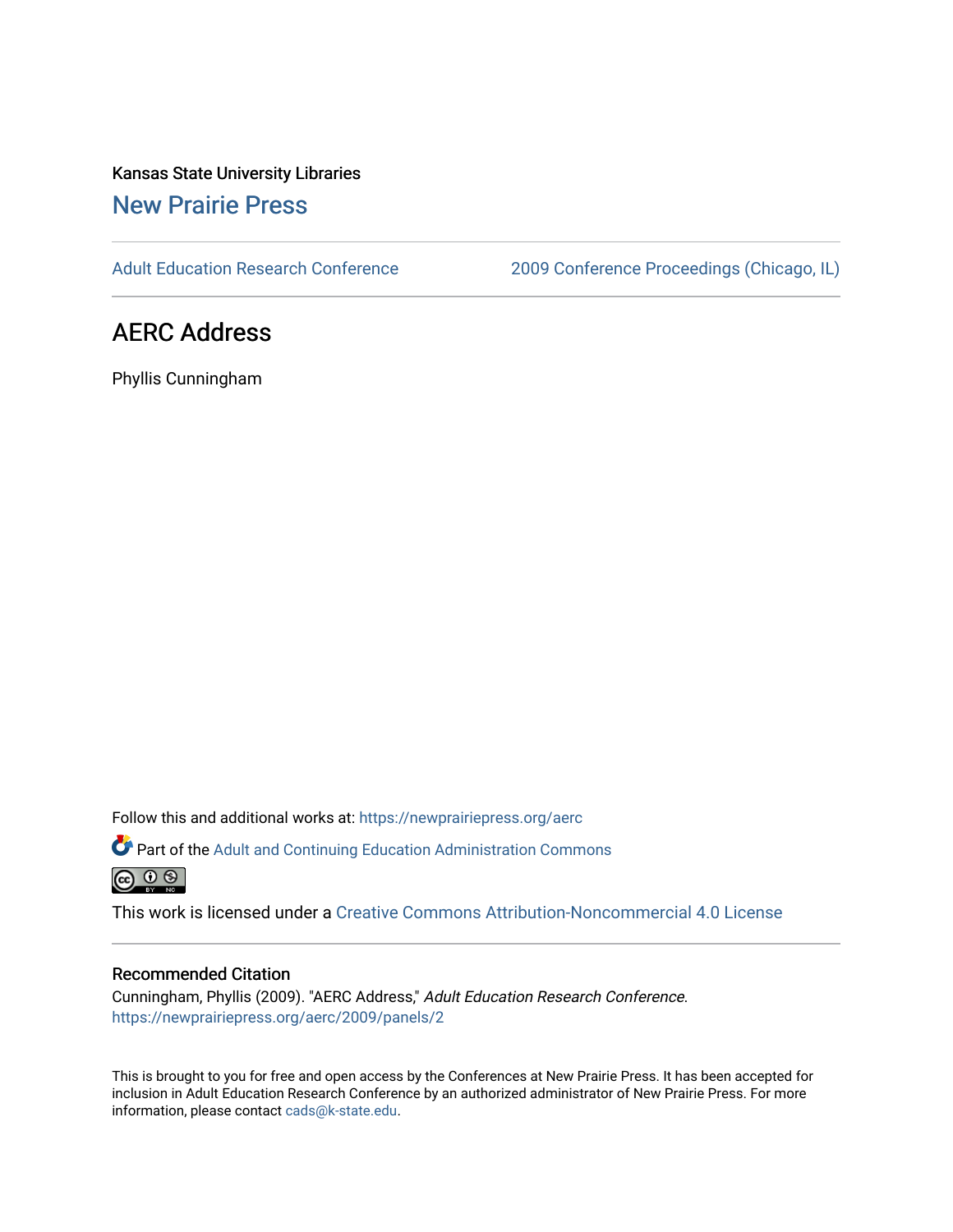Kansas State University Libraries

## New Prairie Press

Adult Education Research Conference | 2009 Conference Proceedings (Chicago, IL)

# AERC Address

Phyllis Cunningham

Follow this and additional works at: https://newprairiepress.org/aerc

Part of the Adult and Continuing Education Administration Commons

This work is licensed under a Creative Commons Attribution-Noncommercial 4.0 License

### Recommended Citation

Cunningham, Phyllis (2009). "AERC Address," *Adult Education Research Conference.* https://newprairiepress.org/aerc/2009/panels/2

This is brought to you for free and open access by the Conferences at New Prairie Press. It has been accepted for inclusion in Adult Education Research Conference by an authorized administrator of New Prairie Press. For more information, please contact cads@k-state.edu.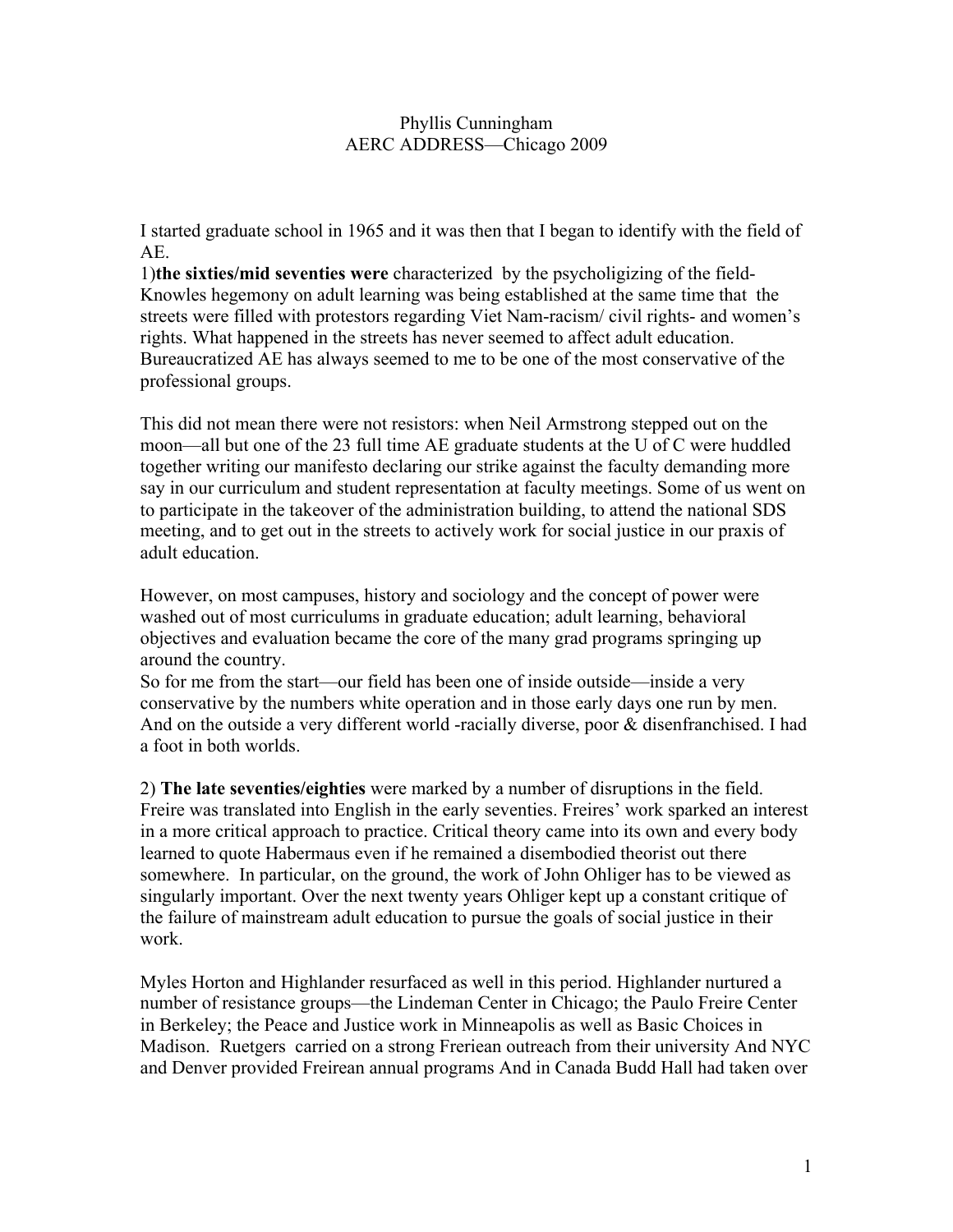Phyllis Cunningham
AERC ADDRESS—Chicago 2009

I started graduate school in 1965 and it was then that I began to identify with the field of AE.

1)**the sixties/mid seventies were** characterized by the psycholigizing of the field- Knowles hegemony on adult learning was being established at the same time that the streets were filled with protestors regarding Viet Nam-racism/ civil rights- and women's rights. What happened in the streets has never seemed to affect adult education. Bureaucratized AE has always seemed to me to be one of the most conservative of the professional groups.

This did not mean there were not resistors: when Neil Armstrong stepped out on the moon—all but one of the 23 full time AE graduate students at the U of C were huddled together writing our manifesto declaring our strike against the faculty demanding more say in our curriculum and student representation at faculty meetings. Some of us went on to participate in the takeover of the administration building, to attend the national SDS meeting, and to get out in the streets to actively work for social justice in our praxis of adult education.

However, on most campuses, history and sociology and the concept of power were washed out of most curriculums in graduate education; adult learning, behavioral objectives and evaluation became the core of the many grad programs springing up around the country.

So for me from the start—our field has been one of inside outside—inside a very conservative by the numbers white operation and in those early days one run by men. And on the outside a very different world -racially diverse, poor & disenfranchised. I had a foot in both worlds.

2) **The late seventies/eighties** were marked by a number of disruptions in the field. Freire was translated into English in the early seventies. Freires' work sparked an interest in a more critical approach to practice. Critical theory came into its own and every body learned to quote Habermaus even if he remained a disembodied theorist out there somewhere. In particular, on the ground, the work of John Ohliger has to be viewed as singularly important. Over the next twenty years Ohliger kept up a constant critique of the failure of mainstream adult education to pursue the goals of social justice in their work.

Myles Horton and Highlander resurfaced as well in this period. Highlander nurtured a number of resistance groups—the Lindeman Center in Chicago; the Paulo Freire Center in Berkeley; the Peace and Justice work in Minneapolis as well as Basic Choices in Madison. Ruetgers carried on a strong Freriean outreach from their university And NYC and Denver provided Freirean annual programs And in Canada Budd Hall had taken over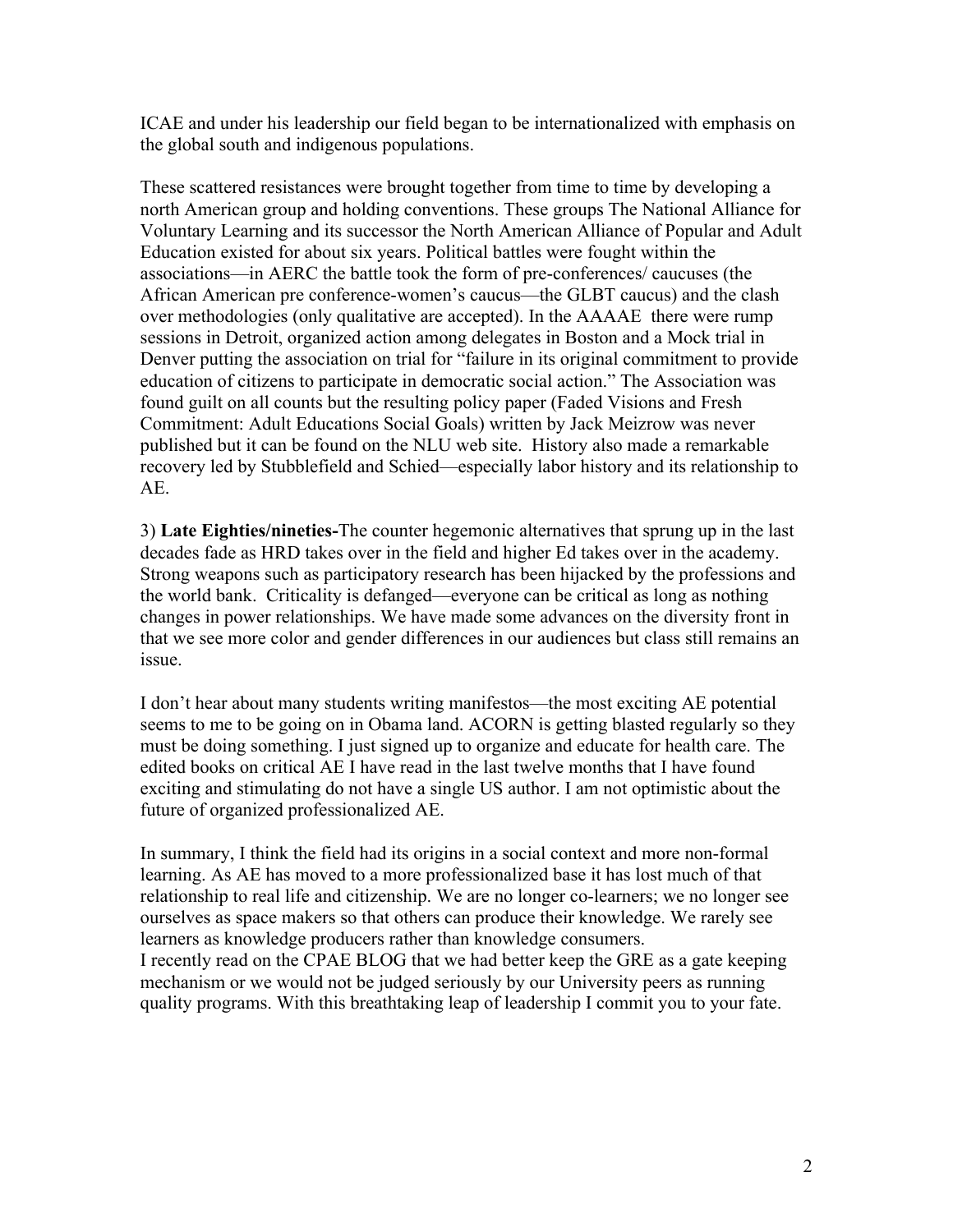ICAE and under his leadership our field began to be internationalized with emphasis on the global south and indigenous populations.

These scattered resistances were brought together from time to time by developing a north American group and holding conventions. These groups The National Alliance for Voluntary Learning and its successor the North American Alliance of Popular and Adult Education existed for about six years. Political battles were fought within the associations—in AERC the battle took the form of pre-conferences/ caucuses (the African American pre conference-women's caucus—the GLBT caucus) and the clash over methodologies (only qualitative are accepted). In the AAAAE there were rump sessions in Detroit, organized action among delegates in Boston and a Mock trial in Denver putting the association on trial for "failure in its original commitment to provide education of citizens to participate in democratic social action." The Association was found guilt on all counts but the resulting policy paper (Faded Visions and Fresh Commitment: Adult Educations Social Goals) written by Jack Meizrow was never published but it can be found on the NLU web site. History also made a remarkable recovery led by Stubblefield and Schied—especially labor history and its relationship to AE.

3) **Late Eighties/nineties-**The counter hegemonic alternatives that sprung up in the last decades fade as HRD takes over in the field and higher Ed takes over in the academy. Strong weapons such as participatory research has been hijacked by the professions and the world bank. Criticality is defanged—everyone can be critical as long as nothing changes in power relationships. We have made some advances on the diversity front in that we see more color and gender differences in our audiences but class still remains an issue.

I don't hear about many students writing manifestos—the most exciting AE potential seems to me to be going on in Obama land. ACORN is getting blasted regularly so they must be doing something. I just signed up to organize and educate for health care. The edited books on critical AE I have read in the last twelve months that I have found exciting and stimulating do not have a single US author. I am not optimistic about the future of organized professionalized AE.

In summary, I think the field had its origins in a social context and more non-formal learning. As AE has moved to a more professionalized base it has lost much of that relationship to real life and citizenship. We are no longer co-learners; we no longer see ourselves as space makers so that others can produce their knowledge. We rarely see learners as knowledge producers rather than knowledge consumers.
I recently read on the CPAE BLOG that we had better keep the GRE as a gate keeping mechanism or we would not be judged seriously by our University peers as running quality programs. With this breathtaking leap of leadership I commit you to your fate.